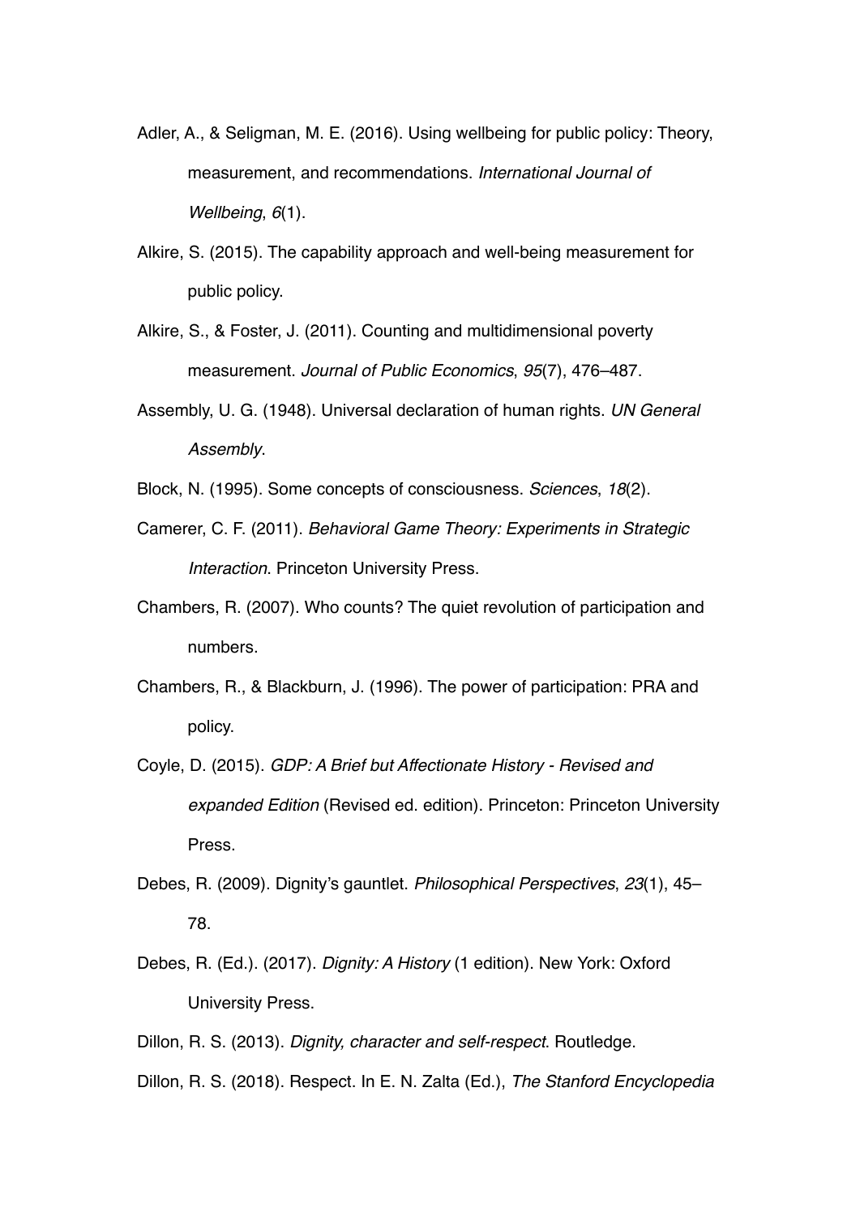Adler, A., & Seligman, M. E. (2016). Using wellbeing for public policy: Theory, measurement, and recommendations. *International Journal of Wellbeing*, *6*(1).

Alkire, S. (2015). The capability approach and well-being measurement for public policy.

Alkire, S., & Foster, J. (2011). Counting and multidimensional poverty measurement. *Journal of Public Economics*, *95*(7), 476–487.

Assembly, U. G. (1948). Universal declaration of human rights. *UN General Assembly*.

Block, N. (1995). Some concepts of consciousness. *Sciences*, *18*(2).

Camerer, C. F. (2011). *Behavioral Game Theory: Experiments in Strategic Interaction*. Princeton University Press.

Chambers, R. (2007). Who counts? The quiet revolution of participation and numbers.

Chambers, R., & Blackburn, J. (1996). The power of participation: PRA and policy.

Coyle, D. (2015). *GDP: A Brief but Affectionate History - Revised and expanded Edition* (Revised ed. edition). Princeton: Princeton University Press.

Debes, R. (2009). Dignity's gauntlet. *Philosophical Perspectives*, *23*(1), 45–78.

Debes, R. (Ed.). (2017). *Dignity: A History* (1 edition). New York: Oxford University Press.

Dillon, R. S. (2013). *Dignity, character and self-respect*. Routledge.

Dillon, R. S. (2018). Respect. In E. N. Zalta (Ed.), *The Stanford Encyclopedia*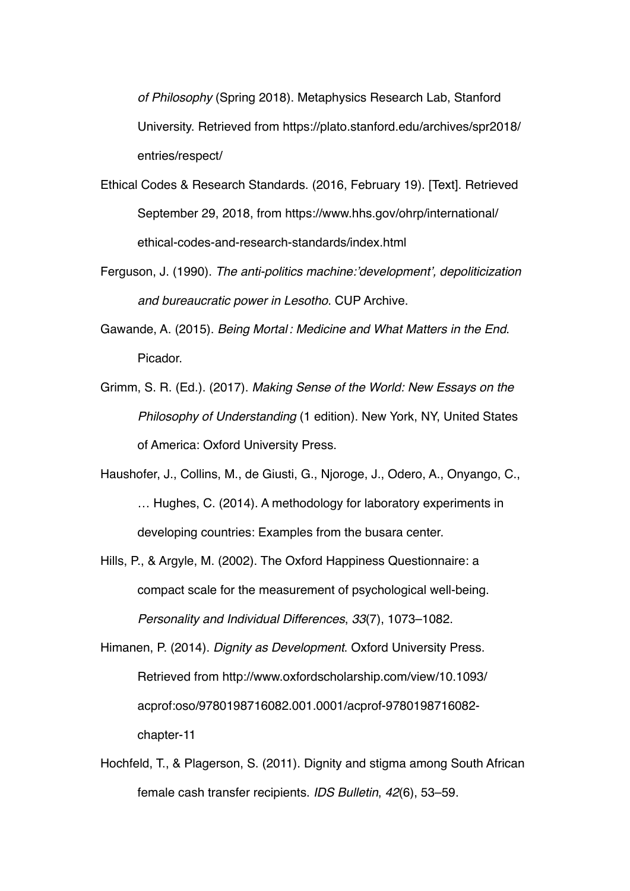*of Philosophy* (Spring 2018). Metaphysics Research Lab, Stanford University. Retrieved from https://plato.stanford.edu/archives/spr2018/entries/respect/

Ethical Codes & Research Standards. (2016, February 19). [Text]. Retrieved September 29, 2018, from https://www.hhs.gov/ohrp/international/ethical-codes-and-research-standards/index.html

Ferguson, J. (1990). *The anti-politics machine:'development', depoliticization and bureaucratic power in Lesotho*. CUP Archive.

Gawande, A. (2015). *Being Mortal : Medicine and What Matters in the End*. Picador.

Grimm, S. R. (Ed.). (2017). *Making Sense of the World: New Essays on the Philosophy of Understanding* (1 edition). New York, NY, United States of America: Oxford University Press.

Haushofer, J., Collins, M., de Giusti, G., Njoroge, J., Odero, A., Onyango, C., … Hughes, C. (2014). A methodology for laboratory experiments in developing countries: Examples from the busara center.

Hills, P., & Argyle, M. (2002). The Oxford Happiness Questionnaire: a compact scale for the measurement of psychological well-being. *Personality and Individual Differences*, *33*(7), 1073–1082.

Himanen, P. (2014). *Dignity as Development*. Oxford University Press. Retrieved from http://www.oxfordscholarship.com/view/10.1093/acprof:oso/9780198716082.001.0001/acprof-9780198716082-chapter-11

Hochfeld, T., & Plagerson, S. (2011). Dignity and stigma among South African female cash transfer recipients. *IDS Bulletin*, *42*(6), 53–59.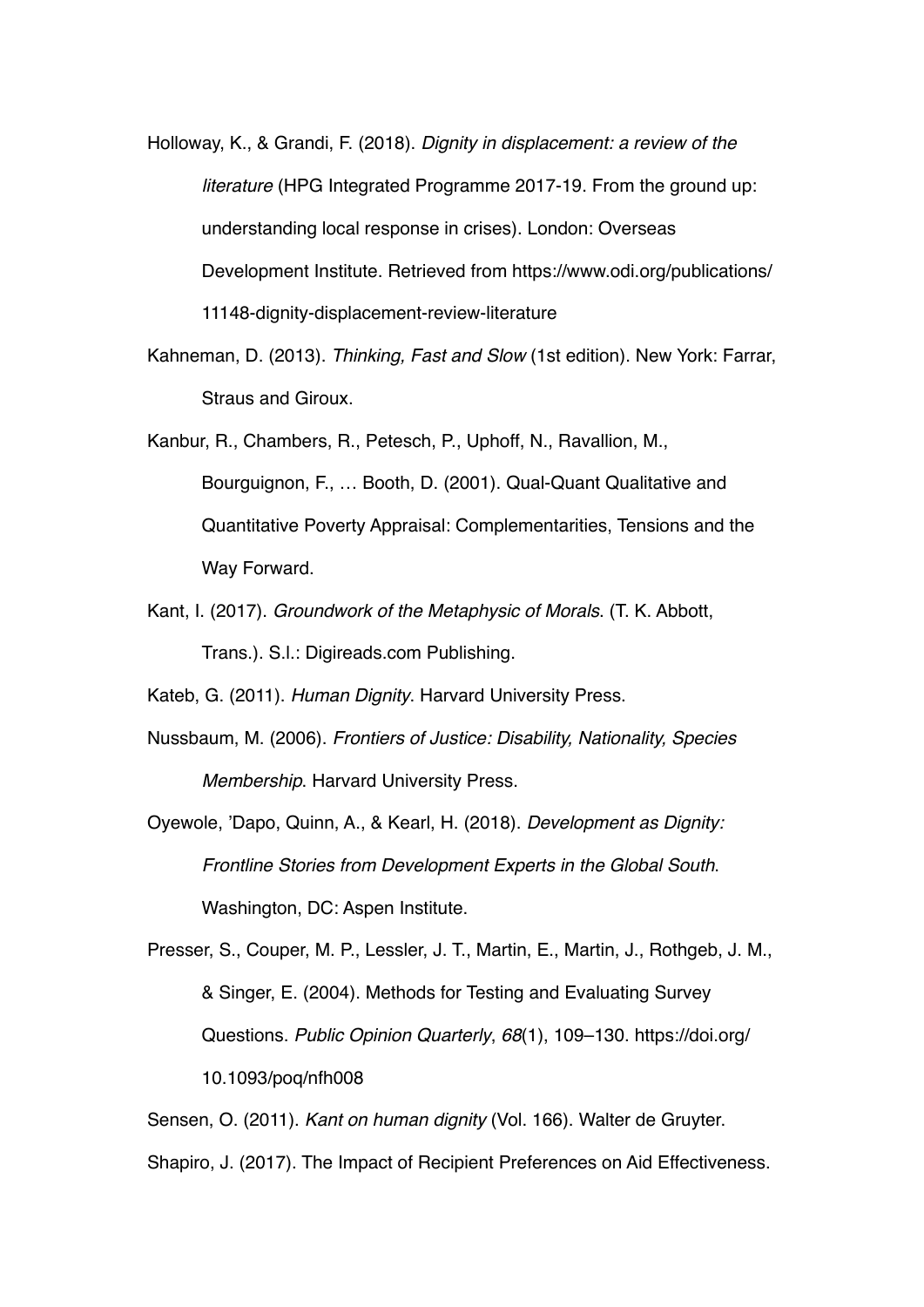Holloway, K., & Grandi, F. (2018). *Dignity in displacement: a review of the literature* (HPG Integrated Programme 2017-19. From the ground up: understanding local response in crises). London: Overseas Development Institute. Retrieved from https://www.odi.org/publications/11148-dignity-displacement-review-literature

Kahneman, D. (2013). *Thinking, Fast and Slow* (1st edition). New York: Farrar, Straus and Giroux.

Kanbur, R., Chambers, R., Petesch, P., Uphoff, N., Ravallion, M., Bourguignon, F., … Booth, D. (2001). Qual-Quant Qualitative and Quantitative Poverty Appraisal: Complementarities, Tensions and the Way Forward.

Kant, I. (2017). *Groundwork of the Metaphysic of Morals*. (T. K. Abbott, Trans.). S.l.: Digireads.com Publishing.

Kateb, G. (2011). *Human Dignity*. Harvard University Press.

Nussbaum, M. (2006). *Frontiers of Justice: Disability, Nationality, Species Membership*. Harvard University Press.

Oyewole, 'Dapo, Quinn, A., & Kearl, H. (2018). *Development as Dignity: Frontline Stories from Development Experts in the Global South*. Washington, DC: Aspen Institute.

Presser, S., Couper, M. P., Lessler, J. T., Martin, E., Martin, J., Rothgeb, J. M., & Singer, E. (2004). Methods for Testing and Evaluating Survey Questions. *Public Opinion Quarterly*, *68*(1), 109–130. https://doi.org/10.1093/poq/nfh008

Sensen, O. (2011). *Kant on human dignity* (Vol. 166). Walter de Gruyter.

Shapiro, J. (2017). The Impact of Recipient Preferences on Aid Effectiveness.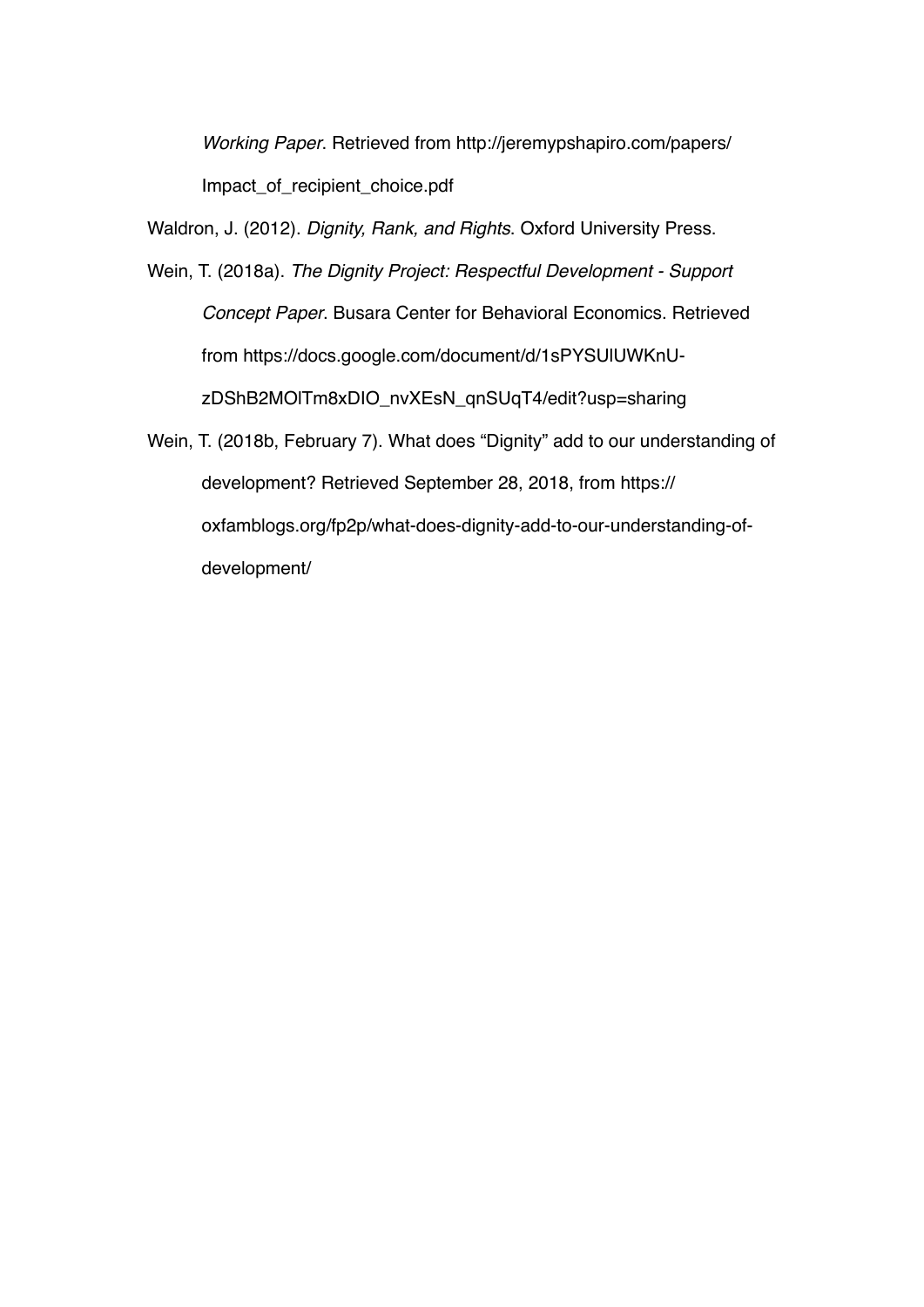*Working Paper*. Retrieved from http://jeremypshapiro.com/papers/Impact_of_recipient_choice.pdf

Waldron, J. (2012). *Dignity, Rank, and Rights*. Oxford University Press.

Wein, T. (2018a). *The Dignity Project: Respectful Development - Support Concept Paper*. Busara Center for Behavioral Economics. Retrieved from https://docs.google.com/document/d/1sPYSUlUWKnU-zDShB2MOlTm8xDIO_nvXEsN_qnSUqT4/edit?usp=sharing

Wein, T. (2018b, February 7). What does “Dignity” add to our understanding of development? Retrieved September 28, 2018, from https://oxfamblogs.org/fp2p/what-does-dignity-add-to-our-understanding-of-development/